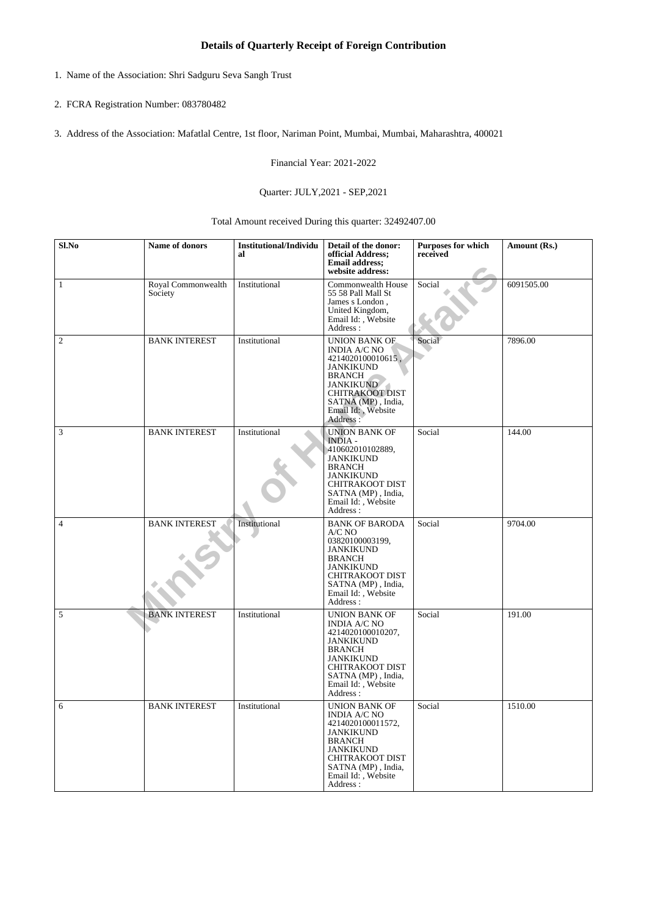## Details of Quarterly Receipt of Foreign Contribution

1. Name of the Association: Shri Sadguru Seva Sangh Trust
2. FCRA Registration Number: 083780482
3. Address of the Association: Mafatlal Centre, 1st floor, Nariman Point, Mumbai, Mumbai, Maharashtra, 400021

Financial Year: 2021-2022

Quarter: JULY,2021 - SEP,2021

Total Amount received During this quarter: 32492407.00

| Sl.No | Name of donors | Institutional/Individual | Detail of the donor: official Address; Email address; website address: | Purposes for which received | Amount (Rs.) |
|---|---|---|---|---|---|
| 1 | Royal Commonwealth Society | Institutional | Commonwealth House 55 58 Pall Mall St James s London , United Kingdom, Email Id: , Website Address : | Social | 6091505.00 |
| 2 | BANK INTEREST | Institutional | UNION BANK OF INDIA A/C NO 4214020100010615 , JANKIKUND BRANCH JANKIKUND CHITRAKOOT DIST SATNA (MP) , India, Email Id: , Website Address : | Social | 7896.00 |
| 3 | BANK INTEREST | Institutional | UNION BANK OF INDIA - 410602010102889, JANKIKUND BRANCH JANKIKUND CHITRAKOOT DIST SATNA (MP) , India, Email Id: , Website Address : | Social | 144.00 |
| 4 | BANK INTEREST | Institutional | BANK OF BARODA A/C NO 03820100003199, JANKIKUND BRANCH JANKIKUND CHITRAKOOT DIST SATNA (MP) , India, Email Id: , Website Address : | Social | 9704.00 |
| 5 | BANK INTEREST | Institutional | UNION BANK OF INDIA A/C NO 4214020100010207, JANKIKUND BRANCH JANKIKUND CHITRAKOOT DIST SATNA (MP) , India, Email Id: , Website Address : | Social | 191.00 |
| 6 | BANK INTEREST | Institutional | UNION BANK OF INDIA A/C NO 4214020100011572, JANKIKUND BRANCH JANKIKUND CHITRAKOOT DIST SATNA (MP) , India, Email Id: , Website Address : | Social | 1510.00 |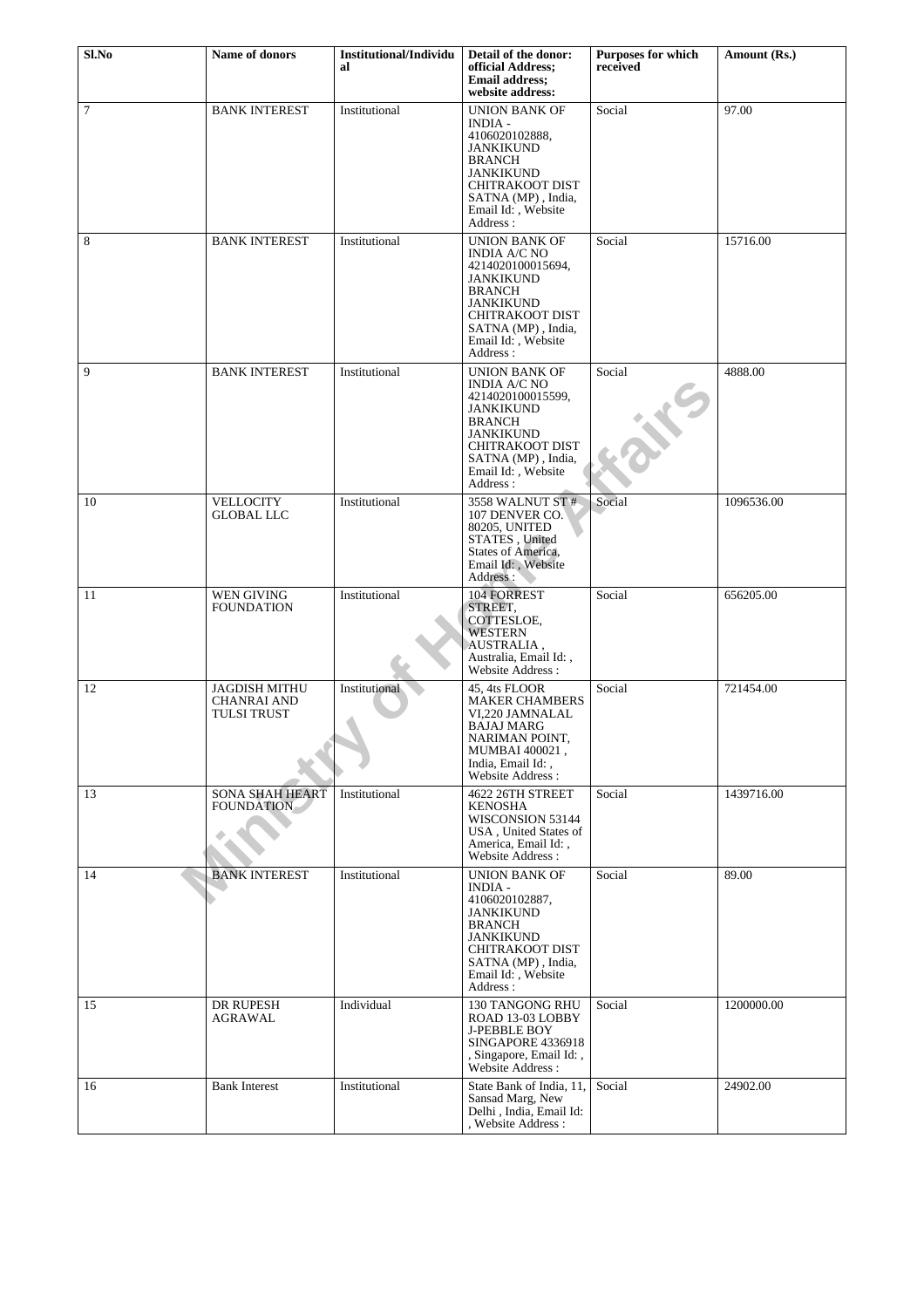| Sl.No | Name of donors | Institutional/Individual | Detail of the donor: official Address; Email address; website address: | Purposes for which received | Amount (Rs.) |
|---|---|---|---|---|---|
| 7 | BANK INTEREST | Institutional | UNION BANK OF INDIA - 4106020102888, JANKIKUND BRANCH JANKIKUND CHITRAKOOT DIST SATNA (MP) , India, Email Id: , Website Address : | Social | 97.00 |
| 8 | BANK INTEREST | Institutional | UNION BANK OF INDIA A/C NO 4214020100015694, JANKIKUND BRANCH JANKIKUND CHITRAKOOT DIST SATNA (MP) , India, Email Id: , Website Address : | Social | 15716.00 |
| 9 | BANK INTEREST | Institutional | UNION BANK OF INDIA A/C NO 4214020100015599, JANKIKUND BRANCH JANKIKUND CHITRAKOOT DIST SATNA (MP) , India, Email Id: , Website Address : | Social | 4888.00 |
| 10 | VELLOCITY GLOBAL LLC | Institutional | 3558 WALNUT ST # 107 DENVER CO. 80205, UNITED STATES , United States of America, Email Id: , Website Address : | Social | 1096536.00 |
| 11 | WEN GIVING FOUNDATION | Institutional | 104 FORREST STREET, COTTESLOE, WESTERN AUSTRALIA , Australia, Email Id: , Website Address : | Social | 656205.00 |
| 12 | JAGDISH MITHU CHANRAI AND TULSI TRUST | Institutional | 45, 4ts FLOOR MAKER CHAMBERS VI,220 JAMNALAL BAJAJ MARG NARIMAN POINT, MUMBAI 400021 , India, Email Id: , Website Address : | Social | 721454.00 |
| 13 | SONA SHAH HEART FOUNDATION | Institutional | 4622 26TH STREET KENOSHA WISCONSION 53144 USA , United States of America, Email Id: , Website Address : | Social | 1439716.00 |
| 14 | BANK INTEREST | Institutional | UNION BANK OF INDIA - 4106020102887, JANKIKUND BRANCH JANKIKUND CHITRAKOOT DIST SATNA (MP) , India, Email Id: , Website Address : | Social | 89.00 |
| 15 | DR RUPESH AGRAWAL | Individual | 130 TANGONG RHU ROAD 13-03 LOBBY J-PEBBLE BOY SINGAPORE 4336918 , Singapore, Email Id: , Website Address : | Social | 1200000.00 |
| 16 | Bank Interest | Institutional | State Bank of India, 11, Sansad Marg, New Delhi , India, Email Id: , Website Address : | Social | 24902.00 |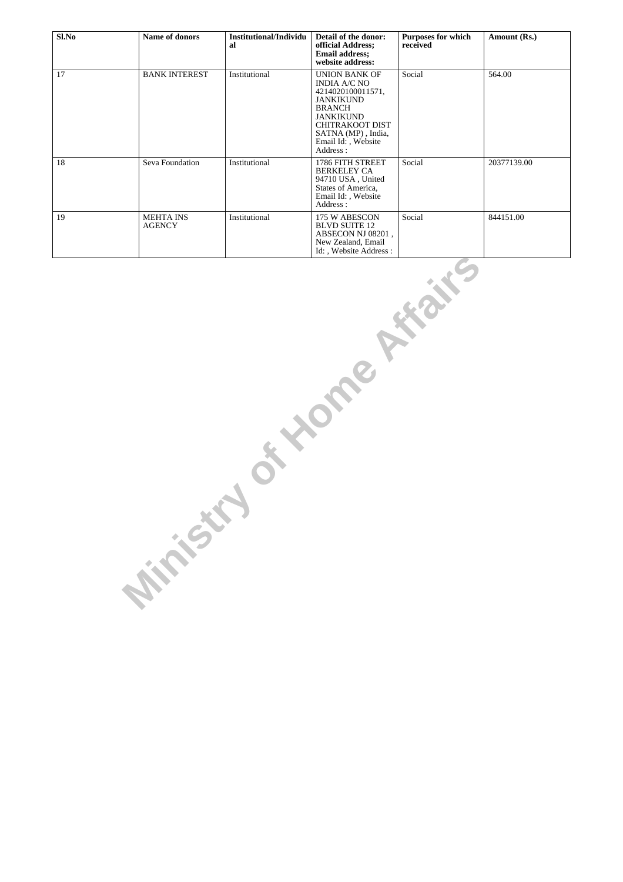| Sl.No | Name of donors | Institutional/Individual | Detail of the donor: official Address; Email address; website address: | Purposes for which received | Amount (Rs.) |
| --- | --- | --- | --- | --- | --- |
| 17 | BANK INTEREST | Institutional | UNION BANK OF INDIA A/C NO 4214020100011571, JANKIKUND BRANCH JANKIKUND CHITRAKOOT DIST SATNA (MP) , India, Email Id: , Website Address : | Social | 564.00 |
| 18 | Seva Foundation | Institutional | 1786 FITH STREET BERKELEY CA 94710 USA , United States of America, Email Id: , Website Address : | Social | 20377139.00 |
| 19 | MEHTA INS AGENCY | Institutional | 175 W ABESCON BLVD SUITE 12 ABSECON NJ 08201 , New Zealand, Email Id: , Website Address : | Social | 844151.00 |